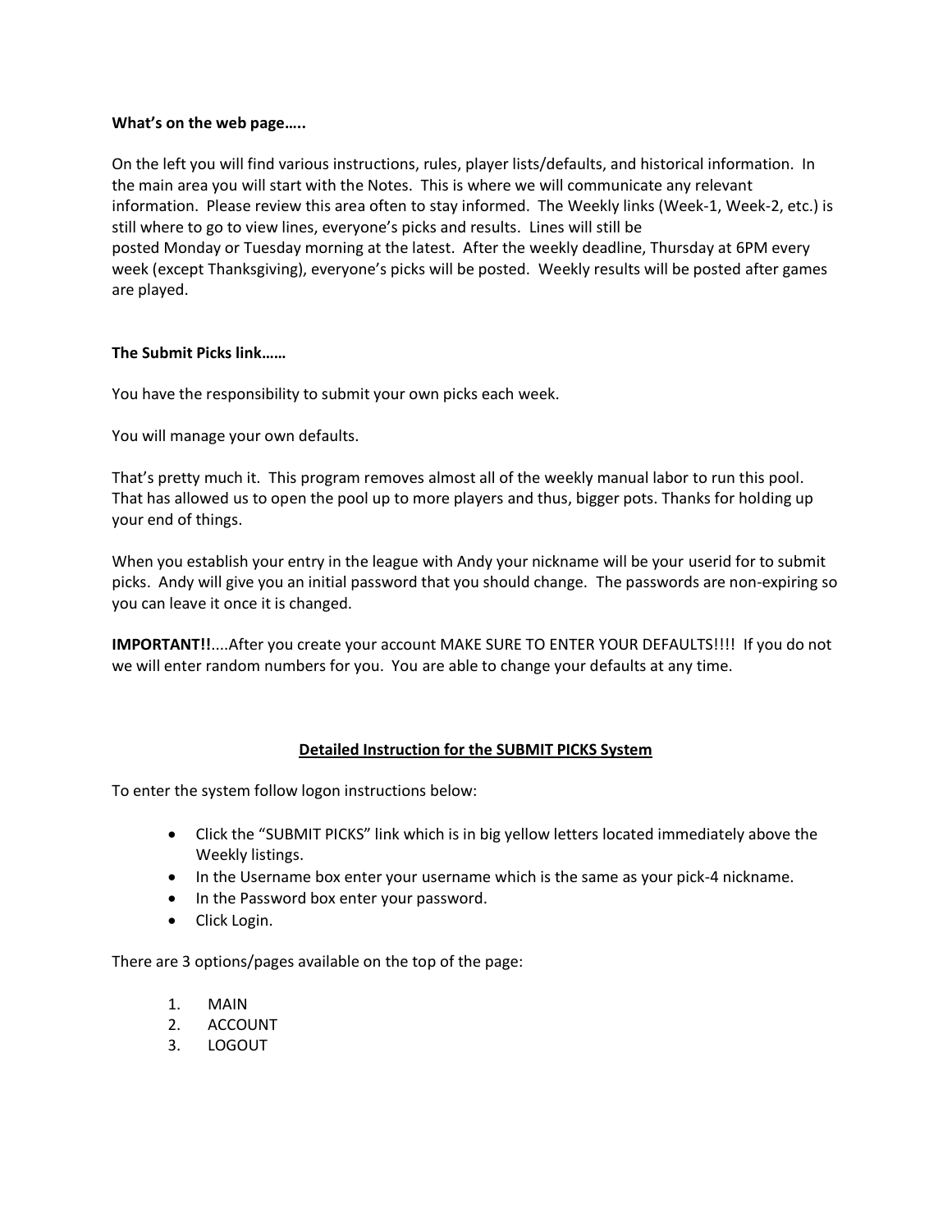**What's on the web page…..**

On the left you will find various instructions, rules, player lists/defaults, and historical information. In the main area you will start with the Notes. This is where we will communicate any relevant information. Please review this area often to stay informed. The Weekly links (Week-1, Week-2, etc.) is still where to go to view lines, everyone's picks and results. Lines will still be posted Monday or Tuesday morning at the latest. After the weekly deadline, Thursday at 6PM every week (except Thanksgiving), everyone's picks will be posted. Weekly results will be posted after games are played.

**The Submit Picks link……**

You have the responsibility to submit your own picks each week.

You will manage your own defaults.

That's pretty much it. This program removes almost all of the weekly manual labor to run this pool. That has allowed us to open the pool up to more players and thus, bigger pots. Thanks for holding up your end of things.

When you establish your entry in the league with Andy your nickname will be your userid for to submit picks. Andy will give you an initial password that you should change. The passwords are non-expiring so you can leave it once it is changed.

**IMPORTANT!!**....After you create your account MAKE SURE TO ENTER YOUR DEFAULTS!!!! If you do not we will enter random numbers for you. You are able to change your defaults at any time.

## Detailed Instruction for the SUBMIT PICKS System

To enter the system follow logon instructions below:

- Click the "SUBMIT PICKS" link which is in big yellow letters located immediately above the Weekly listings.
- In the Username box enter your username which is the same as your pick-4 nickname.
- In the Password box enter your password.
- Click Login.

There are 3 options/pages available on the top of the page:

1. MAIN
2. ACCOUNT
3. LOGOUT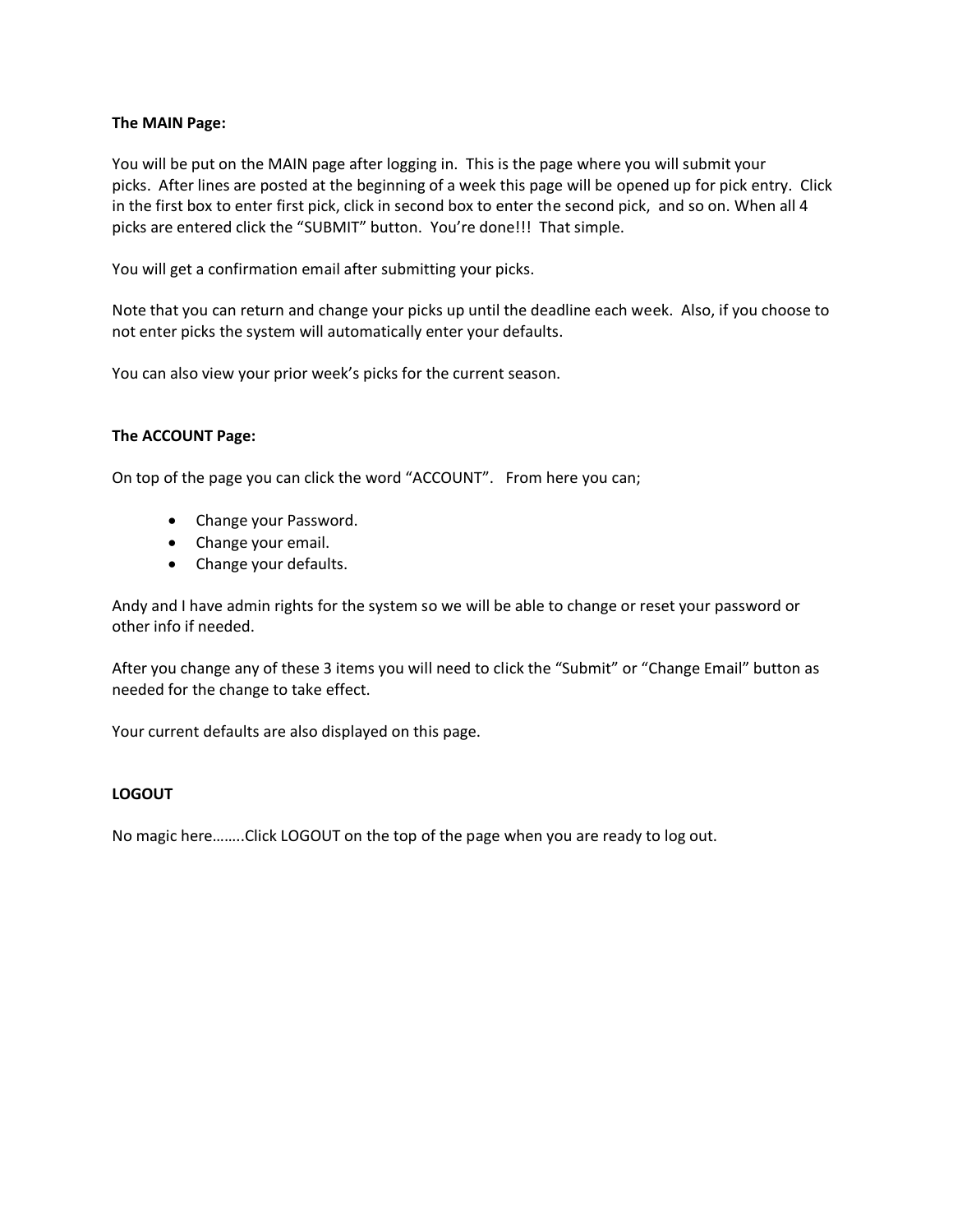**The MAIN Page:**

You will be put on the MAIN page after logging in. This is the page where you will submit your picks. After lines are posted at the beginning of a week this page will be opened up for pick entry. Click in the first box to enter first pick, click in second box to enter the second pick, and so on. When all 4 picks are entered click the "SUBMIT" button. You're done!!! That simple.

You will get a confirmation email after submitting your picks.

Note that you can return and change your picks up until the deadline each week. Also, if you choose to not enter picks the system will automatically enter your defaults.

You can also view your prior week's picks for the current season.

**The ACCOUNT Page:**

On top of the page you can click the word "ACCOUNT". From here you can;

- Change your Password.
- Change your email.
- Change your defaults.

Andy and I have admin rights for the system so we will be able to change or reset your password or other info if needed.

After you change any of these 3 items you will need to click the "Submit" or "Change Email" button as needed for the change to take effect.

Your current defaults are also displayed on this page.

**LOGOUT**

No magic here……..Click LOGOUT on the top of the page when you are ready to log out.